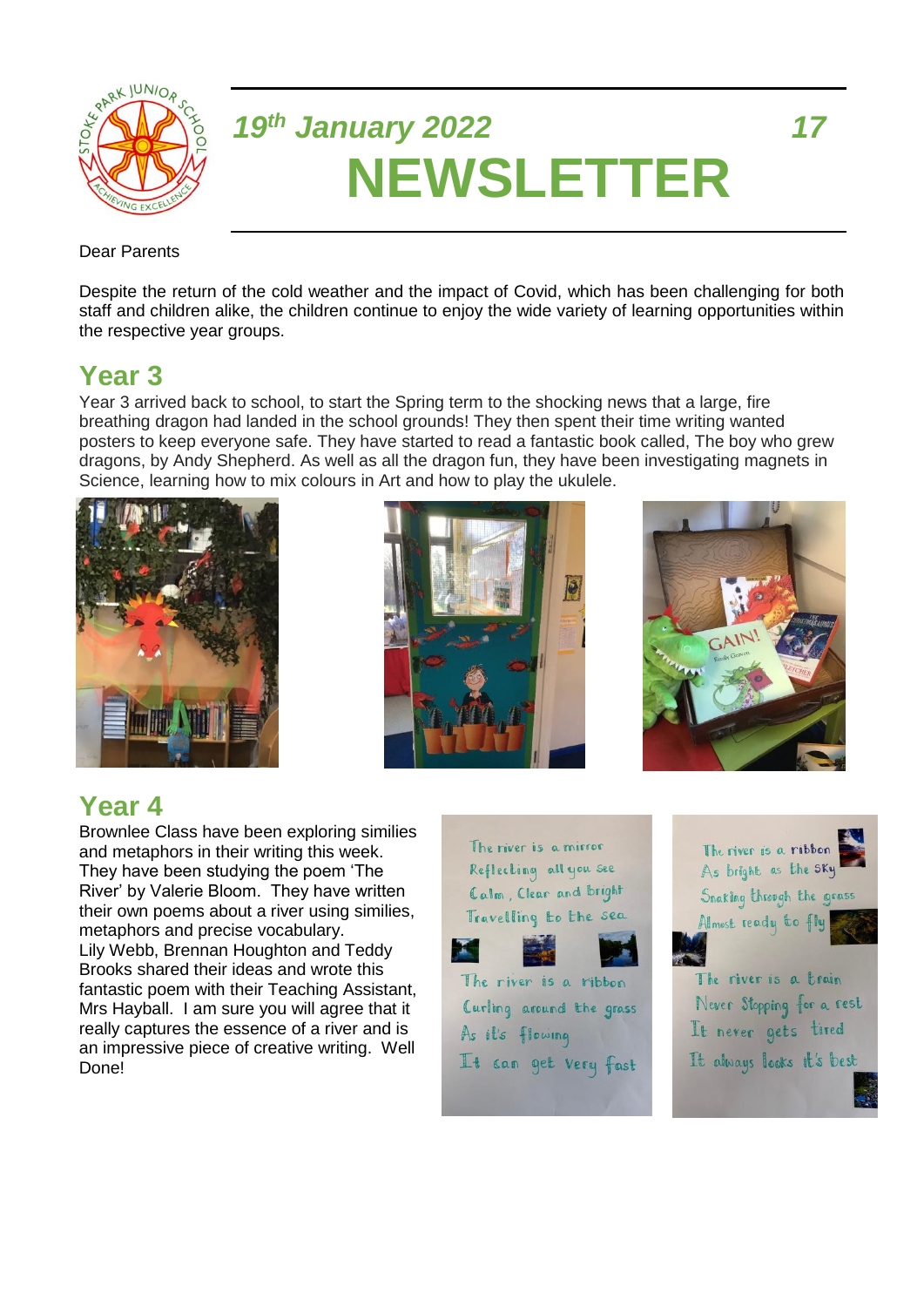*19th January 2022* *17*

# NEWSLETTER

Dear Parents

Despite the return of the cold weather and the impact of Covid, which has been challenging for both staff and children alike, the children continue to enjoy the wide variety of learning opportunities within the respective year groups.

## Year 3

Year 3 arrived back to school, to start the Spring term to the shocking news that a large, fire breathing dragon had landed in the school grounds! They then spent their time writing wanted posters to keep everyone safe. They have started to read a fantastic book called, The boy who grew dragons, by Andy Shepherd. As well as all the dragon fun, they have been investigating magnets in Science, learning how to mix colours in Art and how to play the ukulele.

## Year 4

Brownlee Class have been exploring similies and metaphors in their writing this week. They have been studying the poem 'The River' by Valerie Bloom. They have written their own poems about a river using similes, metaphors and precise vocabulary.
Lily Webb, Brennan Houghton and Teddy Brooks shared their ideas and wrote this fantastic poem with their Teaching Assistant, Mrs Hayball. I am sure you will agree that it really captures the essence of a river and is an impressive piece of creative writing. Well Done!

The river is a mirror
Reflecting all you see
Calm, Clear and bright
Travelling to the sea

The river is a ribbon
Curling around the grass
As it's flowing
It can get very fast

The river is a ribbon
As bright as the sky
Snaking through the grass
Almost ready to fly

The river is a train
Never Stopping for a rest
It never gets tired
It always looks it's best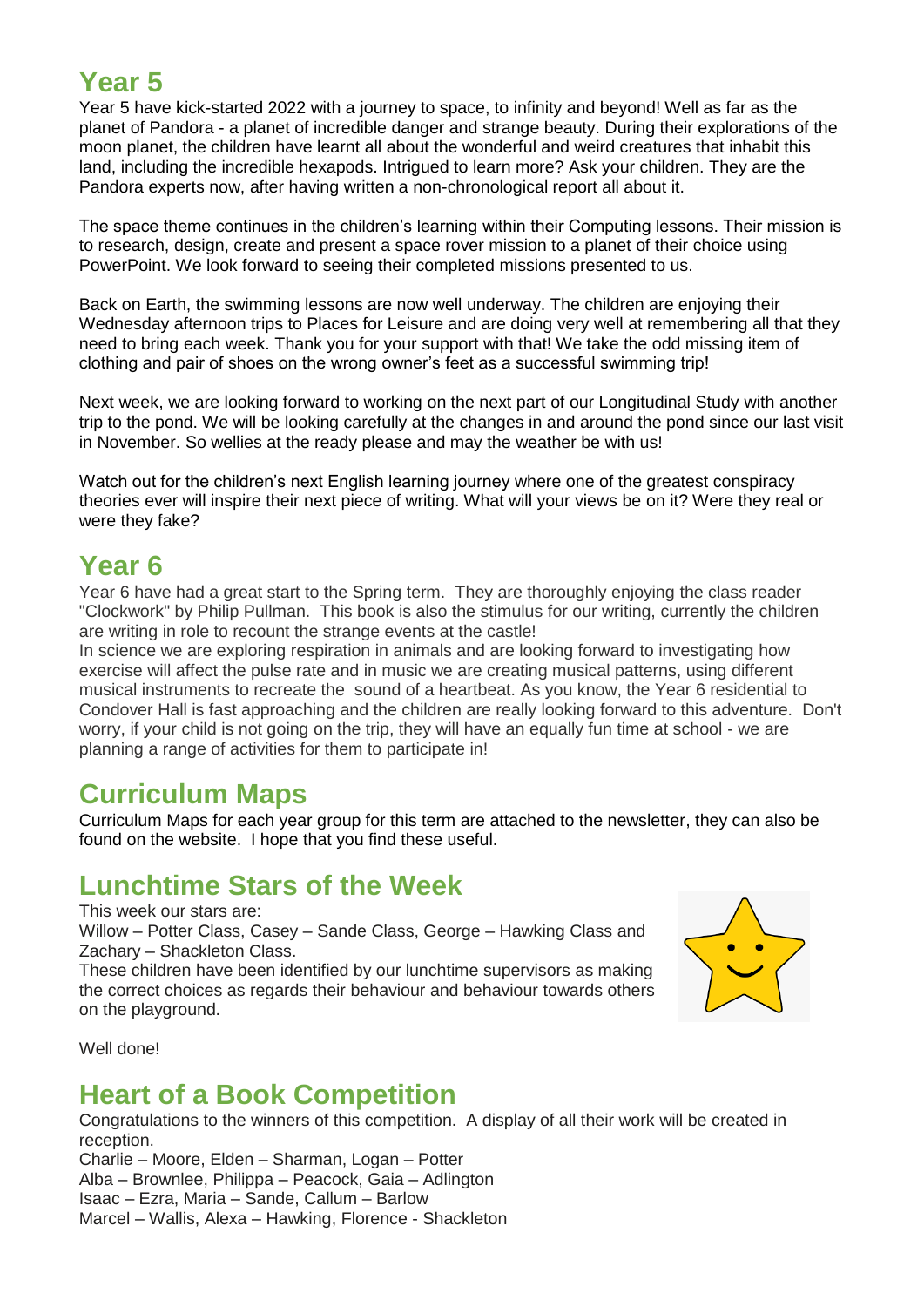## Year 5

Year 5 have kick-started 2022 with a journey to space, to infinity and beyond! Well as far as the planet of Pandora - a planet of incredible danger and strange beauty. During their explorations of the moon planet, the children have learnt all about the wonderful and weird creatures that inhabit this land, including the incredible hexapods. Intrigued to learn more? Ask your children. They are the Pandora experts now, after having written a non-chronological report all about it.

The space theme continues in the children's learning within their Computing lessons. Their mission is to research, design, create and present a space rover mission to a planet of their choice using PowerPoint. We look forward to seeing their completed missions presented to us.

Back on Earth, the swimming lessons are now well underway. The children are enjoying their Wednesday afternoon trips to Places for Leisure and are doing very well at remembering all that they need to bring each week. Thank you for your support with that! We take the odd missing item of clothing and pair of shoes on the wrong owner's feet as a successful swimming trip!

Next week, we are looking forward to working on the next part of our Longitudinal Study with another trip to the pond. We will be looking carefully at the changes in and around the pond since our last visit in November. So wellies at the ready please and may the weather be with us!

Watch out for the children's next English learning journey where one of the greatest conspiracy theories ever will inspire their next piece of writing. What will your views be on it? Were they real or were they fake?

## Year 6

Year 6 have had a great start to the Spring term. They are thoroughly enjoying the class reader "Clockwork" by Philip Pullman. This book is also the stimulus for our writing, currently the children are writing in role to recount the strange events at the castle!
In science we are exploring respiration in animals and are looking forward to investigating how exercise will affect the pulse rate and in music we are creating musical patterns, using different musical instruments to recreate the sound of a heartbeat. As you know, the Year 6 residential to Condover Hall is fast approaching and the children are really looking forward to this adventure. Don't worry, if your child is not going on the trip, they will have an equally fun time at school - we are planning a range of activities for them to participate in!

## Curriculum Maps

Curriculum Maps for each year group for this term are attached to the newsletter, they can also be found on the website. I hope that you find these useful.

## Lunchtime Stars of the Week

This week our stars are:
Willow – Potter Class, Casey – Sande Class, George – Hawking Class and Zachary – Shackleton Class.
These children have been identified by our lunchtime supervisors as making the correct choices as regards their behaviour and behaviour towards others on the playground.

Well done!

## Heart of a Book Competition

Congratulations to the winners of this competition. A display of all their work will be created in reception.
Charlie – Moore, Elden – Sharman, Logan – Potter
Alba – Brownlee, Philippa – Peacock, Gaia – Adlington
Isaac – Ezra, Maria – Sande, Callum – Barlow
Marcel – Wallis, Alexa – Hawking, Florence - Shackleton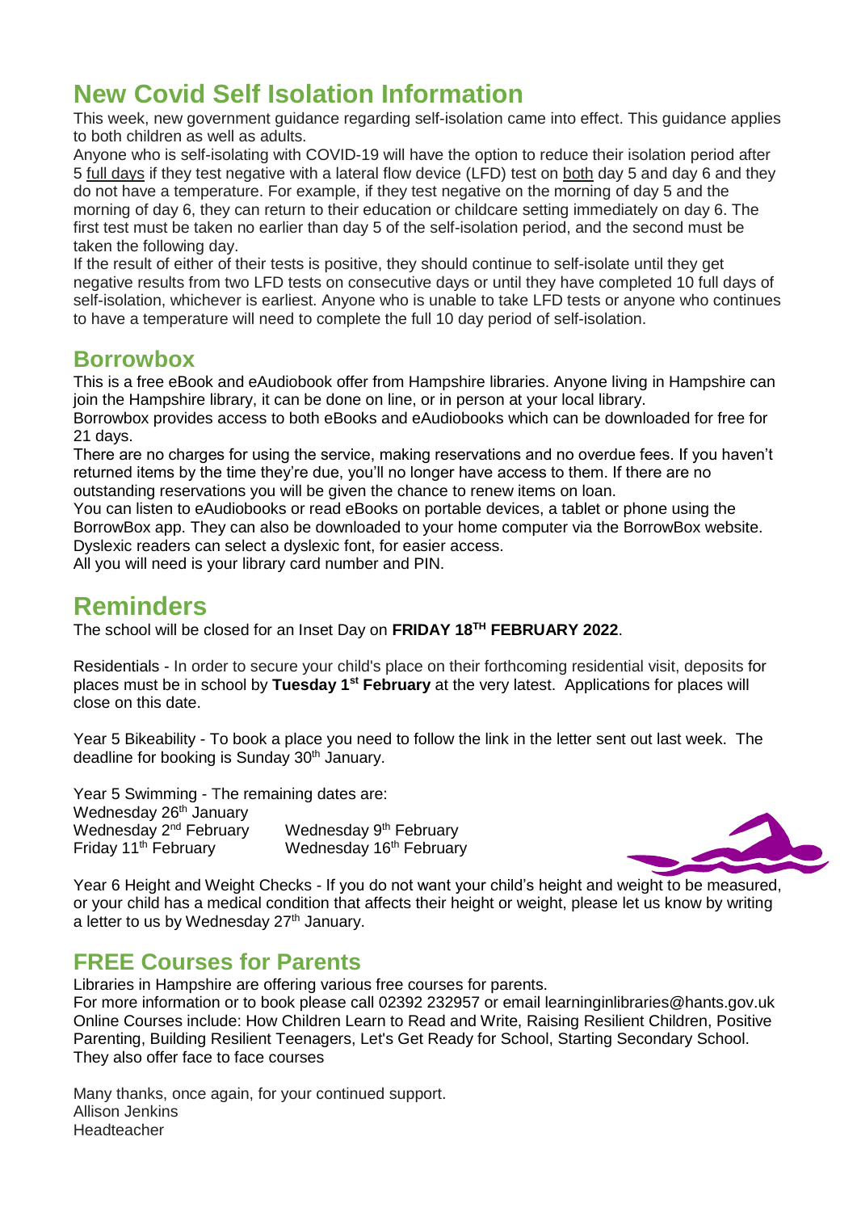# New Covid Self Isolation Information

This week, new government guidance regarding self-isolation came into effect. This guidance applies to both children as well as adults.

Anyone who is self-isolating with COVID-19 will have the option to reduce their isolation period after 5 full days if they test negative with a lateral flow device (LFD) test on both day 5 and day 6 and they do not have a temperature. For example, if they test negative on the morning of day 5 and the morning of day 6, they can return to their education or childcare setting immediately on day 6. The first test must be taken no earlier than day 5 of the self-isolation period, and the second must be taken the following day.

If the result of either of their tests is positive, they should continue to self-isolate until they get negative results from two LFD tests on consecutive days or until they have completed 10 full days of self-isolation, whichever is earliest. Anyone who is unable to take LFD tests or anyone who continues to have a temperature will need to complete the full 10 day period of self-isolation.

## Borrowbox

This is a free eBook and eAudiobook offer from Hampshire libraries. Anyone living in Hampshire can join the Hampshire library, it can be done on line, or in person at your local library.

Borrowbox provides access to both eBooks and eAudiobooks which can be downloaded for free for 21 days.

There are no charges for using the service, making reservations and no overdue fees. If you haven't returned items by the time they're due, you'll no longer have access to them. If there are no outstanding reservations you will be given the chance to renew items on loan.

You can listen to eAudiobooks or read eBooks on portable devices, a tablet or phone using the BorrowBox app. They can also be downloaded to your home computer via the BorrowBox website. Dyslexic readers can select a dyslexic font, for easier access.

All you will need is your library card number and PIN.

# Reminders

The school will be closed for an Inset Day on **FRIDAY 18TH FEBRUARY 2022**.

Residentials - In order to secure your child's place on their forthcoming residential visit, deposits for places must be in school by **Tuesday 1st February** at the very latest. Applications for places will close on this date.

Year 5 Bikeability - To book a place you need to follow the link in the letter sent out last week. The deadline for booking is Sunday 30th January.

Year 5 Swimming - The remaining dates are:

Wednesday 26th January
Wednesday 2nd February
Friday 11th February
Wednesday 9th February
Wednesday 16th February

Year 6 Height and Weight Checks - If you do not want your child's height and weight to be measured, or your child has a medical condition that affects their height or weight, please let us know by writing a letter to us by Wednesday 27th January.

## FREE Courses for Parents

Libraries in Hampshire are offering various free courses for parents.

For more information or to book please call 02392 232957 or email learninginlibraries@hants.gov.uk

Online Courses include: How Children Learn to Read and Write, Raising Resilient Children, Positive Parenting, Building Resilient Teenagers, Let's Get Ready for School, Starting Secondary School.

They also offer face to face courses

Many thanks, once again, for your continued support.
Allison Jenkins
Headteacher